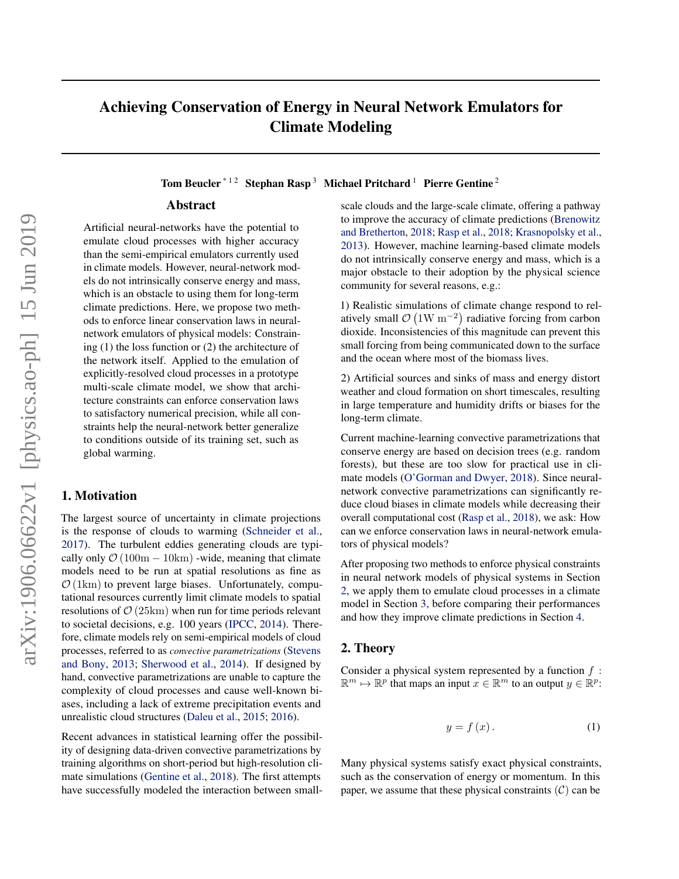# Achieving Conservation of Energy in Neural Network Emulators for Climate Modeling

Tom Beucler [* 1 2] Stephan Rasp [3] Michael Pritchard [1] Pierre Gentine [2]

## Abstract

Artificial neural-networks have the potential to emulate cloud processes with higher accuracy than the semi-empirical emulators currently used in climate models. However, neural-network models do not intrinsically conserve energy and mass, which is an obstacle to using them for long-term climate predictions. Here, we propose two methods to enforce linear conservation laws in neural-network emulators of physical models: Constraining (1) the loss function or (2) the architecture of the network itself. Applied to the emulation of explicitly-resolved cloud processes in a prototype multi-scale climate model, we show that architecture constraints can enforce conservation laws to satisfactory numerical precision, while all constraints help the neural-network better generalize to conditions outside of its training set, such as global warming.

## 1. Motivation

The largest source of uncertainty in climate projections is the response of clouds to warming (Schneider et al., 2017). The turbulent eddies generating clouds are typically only $\mathcal{O}\left(100\mathrm{m}-10\mathrm{km}\right)$ -wide, meaning that climate models need to be run at spatial resolutions as fine as $\mathcal{O}\left(1\mathrm{km}\right)$ to prevent large biases. Unfortunately, computational resources currently limit climate models to spatial resolutions of $\mathcal{O}\left(25\mathrm{km}\right)$ when run for time periods relevant to societal decisions, e.g. 100 years (IPCC, 2014). Therefore, climate models rely on semi-empirical models of cloud processes, referred to as *convective parametrizations* (Stevens and Bony, 2013; Sherwood et al., 2014). If designed by hand, convective parametrizations are unable to capture the complexity of cloud processes and cause well-known biases, including a lack of extreme precipitation events and unrealistic cloud structures (Daleu et al., 2015; 2016).

Recent advances in statistical learning offer the possibility of designing data-driven convective parametrizations by training algorithms on short-period but high-resolution climate simulations (Gentine et al., 2018). The first attempts have successfully modeled the interaction between small-scale clouds and the large-scale climate, offering a pathway to improve the accuracy of climate predictions (Brenowitz and Bretherton, 2018; Rasp et al., 2018; Krasnopolsky et al., 2013). However, machine learning-based climate models do not intrinsically conserve energy and mass, which is a major obstacle to their adoption by the physical science community for several reasons, e.g.:

1) Realistic simulations of climate change respond to relatively small $\mathcal{O}\left(1\mathrm{W\ m^{-2}}\right)$ radiative forcing from carbon dioxide. Inconsistencies of this magnitude can prevent this small forcing from being communicated down to the surface and the ocean where most of the biomass lives.

2) Artificial sources and sinks of mass and energy distort weather and cloud formation on short timescales, resulting in large temperature and humidity drifts or biases for the long-term climate.

Current machine-learning convective parametrizations that conserve energy are based on decision trees (e.g. random forests), but these are too slow for practical use in climate models (O'Gorman and Dwyer, 2018). Since neural-network convective parametrizations can significantly reduce cloud biases in climate models while decreasing their overall computational cost (Rasp et al., 2018), we ask: How can we enforce conservation laws in neural-network emulators of physical models?

After proposing two methods to enforce physical constraints in neural network models of physical systems in Section 2, we apply them to emulate cloud processes in a climate model in Section 3, before comparing their performances and how they improve climate predictions in Section 4.

## 2. Theory

Consider a physical system represented by a function $f:\mathbb{R}^{m}\mapsto\mathbb{R}^{p}$ that maps an input $x\in\mathbb{R}^{m}$ to an output $y\in\mathbb{R}^{p}$:

$$y=f\left(x\right). \tag{1}$$

Many physical systems satisfy exact physical constraints, such as the conservation of energy or momentum. In this paper, we assume that these physical constraints $(\mathcal{C})$ can be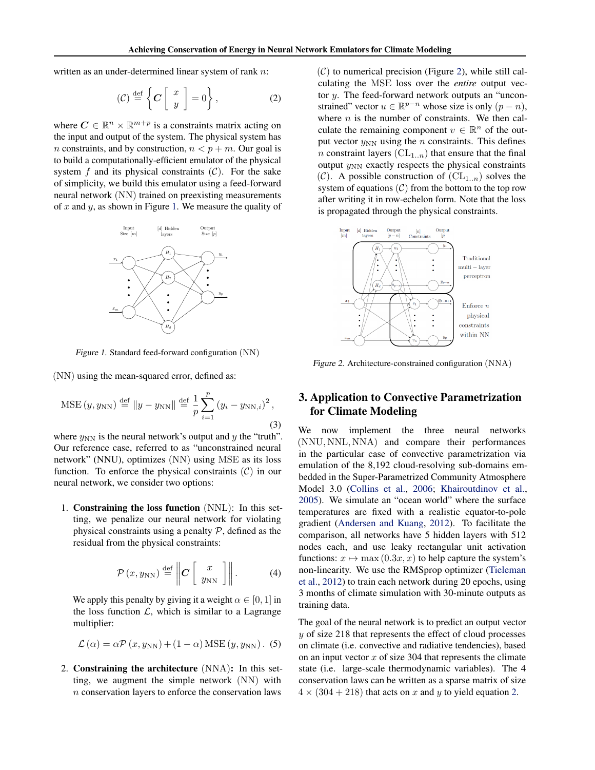written as an under-determined linear system of rank $n$:

$$(\mathcal{C}) \stackrel{\text{def}}{=} \left\{ \boldsymbol{C} \left[ \begin{array}{c} x \\ y \end{array} \right] = 0 \right\}, \quad (2)$$

where $\boldsymbol{C} \in \mathbb{R}^n \times \mathbb{R}^{m+p}$ is a constraints matrix acting on the input and output of the system. The physical system has $n$ constraints, and by construction, $n < p + m$. Our goal is to build a computationally-efficient emulator of the physical system $f$ and its physical constraints $(\mathcal{C})$. For the sake of simplicity, we build this emulator using a feed-forward neural network (NN) trained on preexisting measurements of $x$ and $y$, as shown in Figure 1. We measure the quality of

Figure 1. Standard feed-forward configuration (NN)

(NN) using the mean-squared error, defined as:

$$\text{MSE}(y, y_{\text{NN}}) \stackrel{\text{def}}{=} \|y - y_{\text{NN}}\| \stackrel{\text{def}}{=} \frac{1}{p} \sum_{i=1}^{p} (y_i - y_{\text{NN},i})^2, \quad (3)$$

where $y_{\text{NN}}$ is the neural network's output and $y$ the "truth". Our reference case, referred to as "unconstrained neural network" (NNU), optimizes (NN) using MSE as its loss function. To enforce the physical constraints $(\mathcal{C})$ in our neural network, we consider two options:

1. **Constraining the loss function** (NNL): In this setting, we penalize our neural network for violating physical constraints using a penalty $\mathcal{P}$, defined as the residual from the physical constraints:

$$\mathcal{P}(x, y_{\text{NN}}) \stackrel{\text{def}}{=} \left\| \boldsymbol{C} \left[ \begin{array}{c} x \\ y_{\text{NN}} \end{array} \right] \right\|. \quad (4)$$

   We apply this penalty by giving it a weight $\alpha \in [0, 1]$ in the loss function $\mathcal{L}$, which is similar to a Lagrange multiplier:

$$\mathcal{L}(\alpha) = \alpha \mathcal{P}(x, y_{\text{NN}}) + (1 - \alpha) \text{MSE}(y, y_{\text{NN}}). \quad (5)$$

2. **Constraining the architecture** (NNA)**:** In this setting, we augment the simple network (NN) with $n$ conservation layers to enforce the conservation laws $(\mathcal{C})$ to numerical precision (Figure 2), while still calculating the MSE loss over the *entire* output vector $y$. The feed-forward network outputs an "unconstrained" vector $u \in \mathbb{R}^{p-n}$ whose size is only $(p - n)$, where $n$ is the number of constraints. We then calculate the remaining component $v \in \mathbb{R}^n$ of the output vector $y_{\text{NN}}$ using the $n$ constraints. This defines $n$ constraint layers $(\text{CL}_{1..n})$ that ensure that the final output $y_{\text{NN}}$ exactly respects the physical constraints $(\mathcal{C})$. A possible construction of $(\text{CL}_{1..n})$ solves the system of equations $(\mathcal{C})$ from the bottom to the top row after writing it in row-echelon form. Note that the loss is propagated through the physical constraints.

Figure 2. Architecture-constrained configuration (NNA)

## 3. Application to Convective Parametrization for Climate Modeling

We now implement the three neural networks (NNU, NNL, NNA) and compare their performances in the particular case of convective parametrization via emulation of the 8,192 cloud-resolving sub-domains embedded in the Super-Parametrized Community Atmosphere Model 3.0 (Collins et al., 2006; Khairoutdinov et al., 2005). We simulate an "ocean world" where the surface temperatures are fixed with a realistic equator-to-pole gradient (Andersen and Kuang, 2012). To facilitate the comparison, all networks have 5 hidden layers with 512 nodes each, and use leaky rectangular unit activation functions: $x \mapsto \max(0.3x, x)$ to help capture the system's non-linearity. We use the RMSprop optimizer (Tieleman et al., 2012) to train each network during 20 epochs, using 3 months of climate simulation with 30-minute outputs as training data.

The goal of the neural network is to predict an output vector $y$ of size 218 that represents the effect of cloud processes on climate (i.e. convective and radiative tendencies), based on an input vector $x$ of size 304 that represents the climate state (i.e. large-scale thermodynamic variables). The 4 conservation laws can be written as a sparse matrix of size $4 \times (304 + 218)$ that acts on $x$ and $y$ to yield equation 2.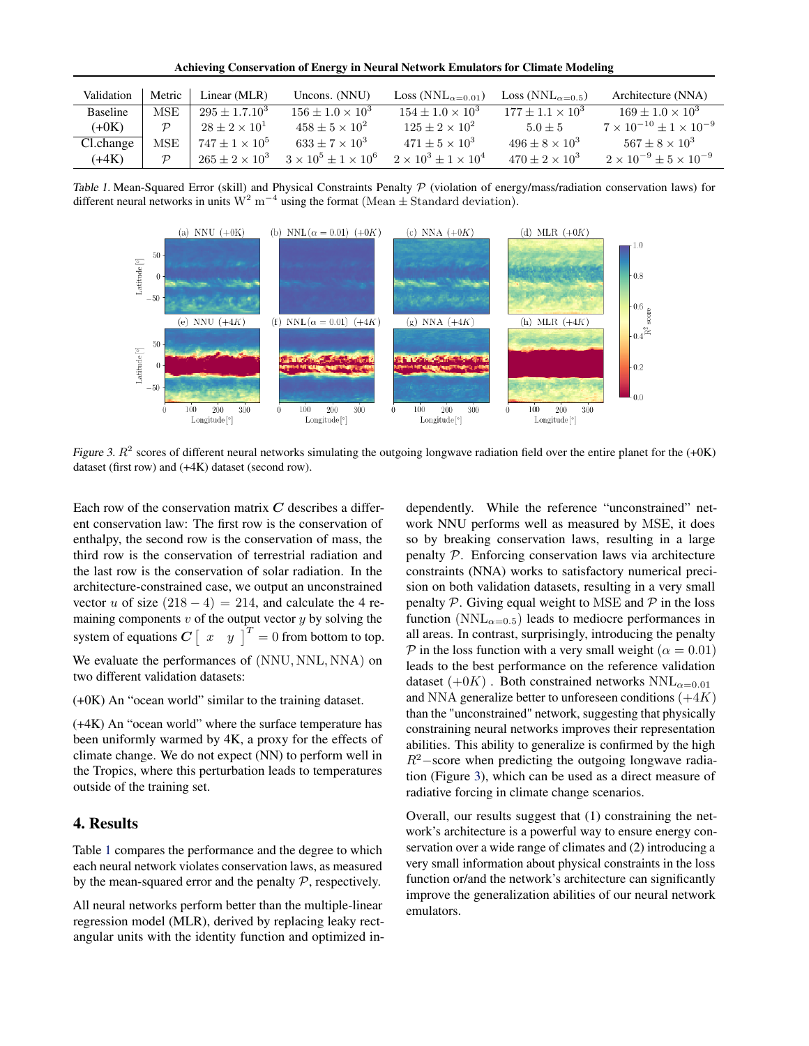| Validation | Metric | Linear (MLR) | Uncons. (NNU) | Loss ($\text{NNL}_{\alpha=0.01}$) | Loss ($\text{NNL}_{\alpha=0.5}$) | Architecture (NNA) |
|---|---|---|---|---|---|---|
| Baseline | MSE | $295 \pm 1.7.10^3$ | $156 \pm 1.0 \times 10^3$ | $154 \pm 1.0 \times 10^3$ | $177 \pm 1.1 \times 10^3$ | $169 \pm 1.0 \times 10^3$ |
| (+0K) | $\mathcal{P}$ | $28 \pm 2 \times 10^1$ | $458 \pm 5 \times 10^2$ | $125 \pm 2 \times 10^2$ | $5.0 \pm 5$ | $7 \times 10^{-10} \pm 1 \times 10^{-9}$ |
| Cl.change | MSE | $747 \pm 1 \times 10^5$ | $633 \pm 7 \times 10^3$ | $471 \pm 5 \times 10^3$ | $496 \pm 8 \times 10^3$ | $567 \pm 8 \times 10^3$ |
| (+4K) | $\mathcal{P}$ | $265 \pm 2 \times 10^3$ | $3 \times 10^5 \pm 1 \times 10^6$ | $2 \times 10^3 \pm 1 \times 10^4$ | $470 \pm 2 \times 10^3$ | $2 \times 10^{-9} \pm 5 \times 10^{-9}$ |

*Table 1.* Mean-Squared Error (skill) and Physical Constraints Penalty $\mathcal{P}$ (violation of energy/mass/radiation conservation laws) for different neural networks in units $\text{W}^2\ \text{m}^{-4}$ using the format (Mean $\pm$ Standard deviation).

*Figure 3.* $R^2$ scores of different neural networks simulating the outgoing longwave radiation field over the entire planet for the (+0K) dataset (first row) and (+4K) dataset (second row).

Each row of the conservation matrix $\boldsymbol{C}$ describes a different conservation law: The first row is the conservation of enthalpy, the second row is the conservation of mass, the third row is the conservation of terrestrial radiation and the last row is the conservation of solar radiation. In the architecture-constrained case, we output an unconstrained vector $u$ of size $(218-4) = 214$, and calculate the 4 remaining components $v$ of the output vector $y$ by solving the system of equations $\boldsymbol{C} \begin{bmatrix} x & y \end{bmatrix}^T = 0$ from bottom to top.

We evaluate the performances of $(\text{NNU}, \text{NNL}, \text{NNA})$ on two different validation datasets:

(+0K) An "ocean world" similar to the training dataset.

(+4K) An "ocean world" where the surface temperature has been uniformly warmed by 4K, a proxy for the effects of climate change. We do not expect (NN) to perform well in the Tropics, where this perturbation leads to temperatures outside of the training set.

## 4. Results

Table 1 compares the performance and the degree to which each neural network violates conservation laws, as measured by the mean-squared error and the penalty $\mathcal{P}$, respectively.

All neural networks perform better than the multiple-linear regression model (MLR), derived by replacing leaky rectangular units with the identity function and optimized independently. While the reference "unconstrained" network NNU performs well as measured by MSE, it does so by breaking conservation laws, resulting in a large penalty $\mathcal{P}$. Enforcing conservation laws via architecture constraints (NNA) works to satisfactory numerical precision on both validation datasets, resulting in a very small penalty $\mathcal{P}$. Giving equal weight to MSE and $\mathcal{P}$ in the loss function $(\text{NNL}_{\alpha=0.5})$ leads to mediocre performances in all areas. In contrast, surprisingly, introducing the penalty $\mathcal{P}$ in the loss function with a very small weight ($\alpha = 0.01$) leads to the best performance on the reference validation dataset $(+0K)$ . Both constrained networks $\text{NNL}_{\alpha=0.01}$ and NNA generalize better to unforeseen conditions $(+4K)$ than the "unconstrained" network, suggesting that physically constraining neural networks improves their representation abilities. This ability to generalize is confirmed by the high $R^2-$score when predicting the outgoing longwave radiation (Figure 3), which can be used as a direct measure of radiative forcing in climate change scenarios.

Overall, our results suggest that (1) constraining the network's architecture is a powerful way to ensure energy conservation over a wide range of climates and (2) introducing a very small information about physical constraints in the loss function or/and the network's architecture can significantly improve the generalization abilities of our neural network emulators.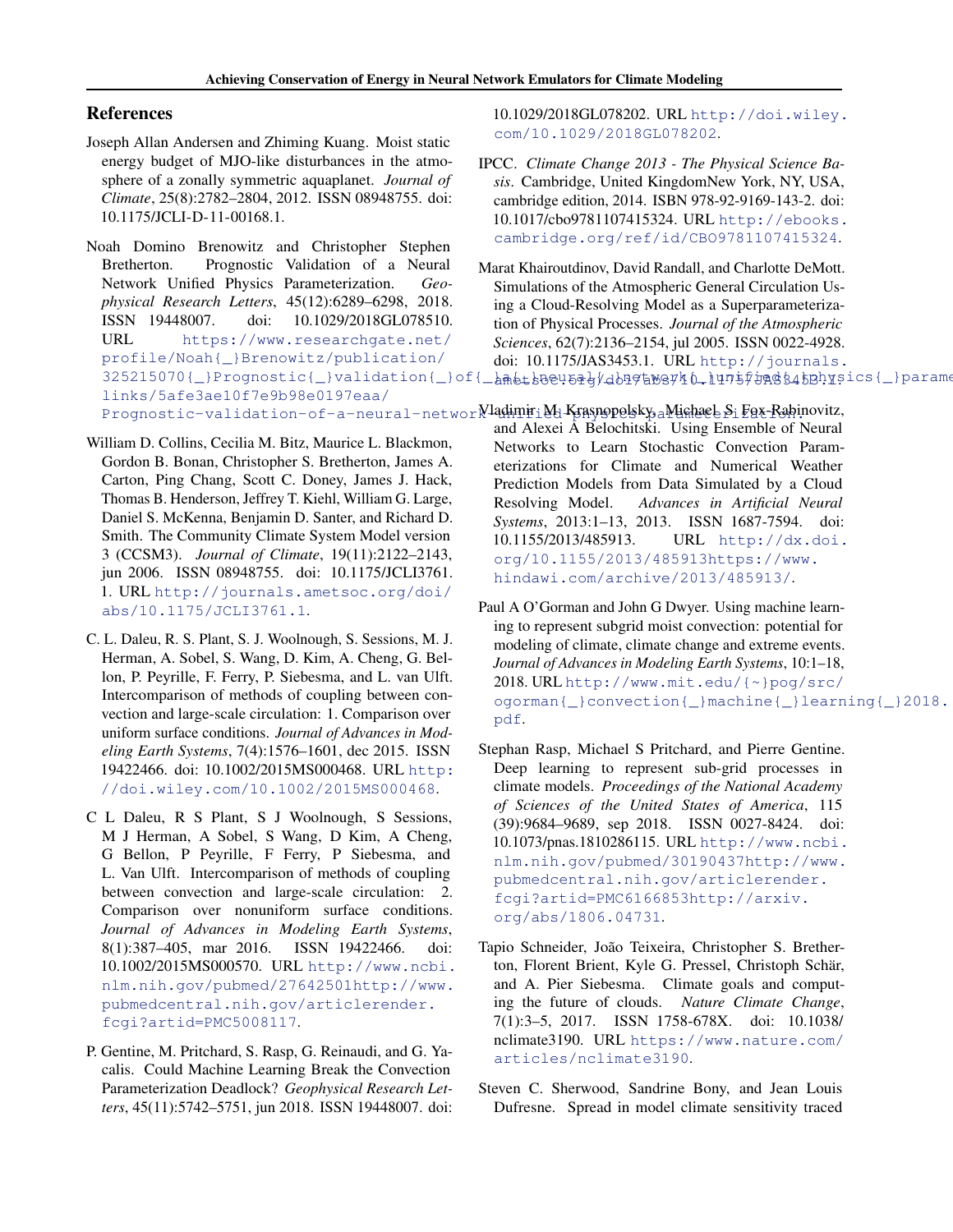## References

Joseph Allan Andersen and Zhiming Kuang. Moist static energy budget of MJO-like disturbances in the atmosphere of a zonally symmetric aquaplanet. *Journal of Climate*, 25(8):2782–2804, 2012. ISSN 08948755. doi: 10.1175/JCLI-D-11-00168.1.

Noah Domino Brenowitz and Christopher Stephen Bretherton. Prognostic Validation of a Neural Network Unified Physics Parameterization. *Geophysical Research Letters*, 45(12):6289–6298, 2018. ISSN 19448007. doi: 10.1029/2018GL078510. URL https://www.researchgate.net/profile/Noah{_}Brenowitz/publication/325215070{_}Prognostic{_}validation{_}of{_}a{_}neural{_}network{_}unified{_}physics{_}parameterization/links/5afe3ae10f7e9b98e0197eaa/Prognostic-validation-of-a-neural-network-unified-physics-parameterization.

William D. Collins, Cecilia M. Bitz, Maurice L. Blackmon, Gordon B. Bonan, Christopher S. Bretherton, James A. Carton, Ping Chang, Scott C. Doney, James J. Hack, Thomas B. Henderson, Jeffrey T. Kiehl, William G. Large, Daniel S. McKenna, Benjamin D. Santer, and Richard D. Smith. The Community Climate System Model version 3 (CCSM3). *Journal of Climate*, 19(11):2122–2143, jun 2006. ISSN 08948755. doi: 10.1175/JCLI3761.1. URL http://journals.ametsoc.org/doi/abs/10.1175/JCLI3761.1.

C. L. Daleu, R. S. Plant, S. J. Woolnough, S. Sessions, M. J. Herman, A. Sobel, S. Wang, D. Kim, A. Cheng, G. Bellon, P. Peyrille, F. Ferry, P. Siebesma, and L. van Ulft. Intercomparison of methods of coupling between convection and large-scale circulation: 1. Comparison over uniform surface conditions. *Journal of Advances in Modeling Earth Systems*, 7(4):1576–1601, dec 2015. ISSN 19422466. doi: 10.1002/2015MS000468. URL http://doi.wiley.com/10.1002/2015MS000468.

C L Daleu, R S Plant, S J Woolnough, S Sessions, M J Herman, A Sobel, S Wang, D Kim, A Cheng, G Bellon, P Peyrille, F Ferry, P Siebesma, and L. Van Ulft. Intercomparison of methods of coupling between convection and large-scale circulation: 2. Comparison over nonuniform surface conditions. *Journal of Advances in Modeling Earth Systems*, 8(1):387–405, mar 2016. ISSN 19422466. doi: 10.1002/2015MS000570. URL http://www.ncbi.nlm.nih.gov/pubmed/27642501http://www.pubmedcentral.nih.gov/articlerender.fcgi?artid=PMC5008117.

P. Gentine, M. Pritchard, S. Rasp, G. Reinaudi, and G. Yacalis. Could Machine Learning Break the Convection Parameterization Deadlock? *Geophysical Research Letters*, 45(11):5742–5751, jun 2018. ISSN 19448007. doi: 10.1029/2018GL078202. URL http://doi.wiley.com/10.1029/2018GL078202.

IPCC. *Climate Change 2013 - The Physical Science Basis*. Cambridge, United KingdomNew York, NY, USA, cambridge edition, 2014. ISBN 978-92-9169-143-2. doi: 10.1017/cbo9781107415324. URL http://ebooks.cambridge.org/ref/id/CBO9781107415324.

Marat Khairoutdinov, David Randall, and Charlotte DeMott. Simulations of the Atmospheric General Circulation Using a Cloud-Resolving Model as a Superparameterization of Physical Processes. *Journal of the Atmospheric Sciences*, 62(7):2136–2154, jul 2005. ISSN 0022-4928. doi: 10.1175/JAS3453.1. URL http://journals.ametsoc.org/doi/abs/10.1175/JAS3453.1.

Vladimir M Krasnopolsky, Michael S Fox-Rabinovitz, and Alexei A Belochitski. Using Ensemble of Neural Networks to Learn Stochastic Convection Parameterizations for Climate and Numerical Weather Prediction Models from Data Simulated by a Cloud Resolving Model. *Advances in Artificial Neural Systems*, 2013:1–13, 2013. ISSN 1687-7594. doi: 10.1155/2013/485913. URL http://dx.doi.org/10.1155/2013/485913https://www.hindawi.com/archive/2013/485913/.

Paul A O'Gorman and John G Dwyer. Using machine learning to represent subgrid moist convection: potential for modeling of climate, climate change and extreme events. *Journal of Advances in Modeling Earth Systems*, 10:1–18, 2018. URL http://www.mit.edu/{~}pog/src/ogorman{_}convection{_}machine{_}learning{_}2018.pdf.

Stephan Rasp, Michael S Pritchard, and Pierre Gentine. Deep learning to represent sub-grid processes in climate models. *Proceedings of the National Academy of Sciences of the United States of America*, 115(39):9684–9689, sep 2018. ISSN 0027-8424. doi: 10.1073/pnas.1810286115. URL http://www.ncbi.nlm.nih.gov/pubmed/30190437http://www.pubmedcentral.nih.gov/articlerender.fcgi?artid=PMC6166853http://arxiv.org/abs/1806.04731.

Tapio Schneider, João Teixeira, Christopher S. Bretherton, Florent Brient, Kyle G. Pressel, Christoph Schär, and A. Pier Siebesma. Climate goals and computing the future of clouds. *Nature Climate Change*, 7(1):3–5, 2017. ISSN 1758-678X. doi: 10.1038/nclimate3190. URL https://www.nature.com/articles/nclimate3190.

Steven C. Sherwood, Sandrine Bony, and Jean Louis Dufresne. Spread in model climate sensitivity traced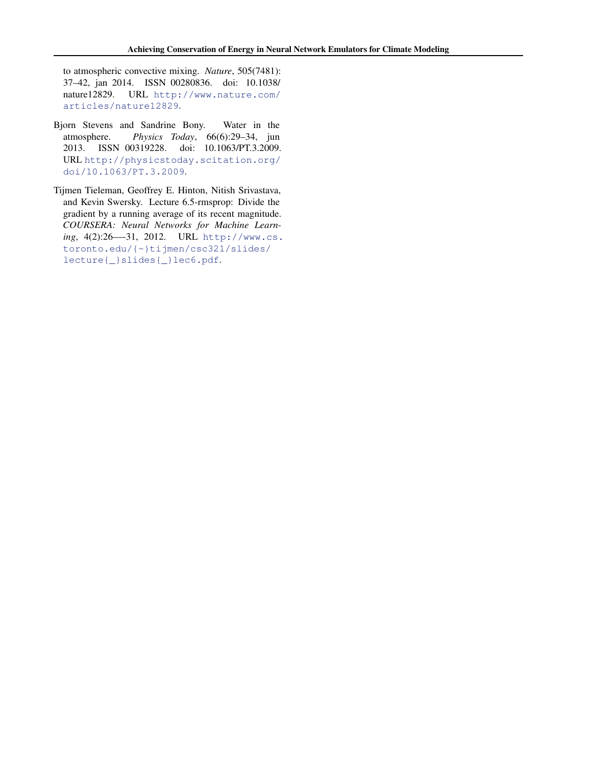to atmospheric convective mixing. *Nature*, 505(7481): 37–42, jan 2014. ISSN 00280836. doi: 10.1038/nature12829. URL http://www.nature.com/articles/nature12829.

Bjorn Stevens and Sandrine Bony. Water in the atmosphere. *Physics Today*, 66(6):29–34, jun 2013. ISSN 00319228. doi: 10.1063/PT.3.2009. URL http://physicstoday.scitation.org/doi/10.1063/PT.3.2009.

Tijmen Tieleman, Geoffrey E. Hinton, Nitish Srivastava, and Kevin Swersky. Lecture 6.5-rmsprop: Divide the gradient by a running average of its recent magnitude. *COURSERA: Neural Networks for Machine Learning*, 4(2):26—-31, 2012. URL http://www.cs.toronto.edu/{~}tijmen/csc321/slides/lecture{_}slides{_}lec6.pdf.